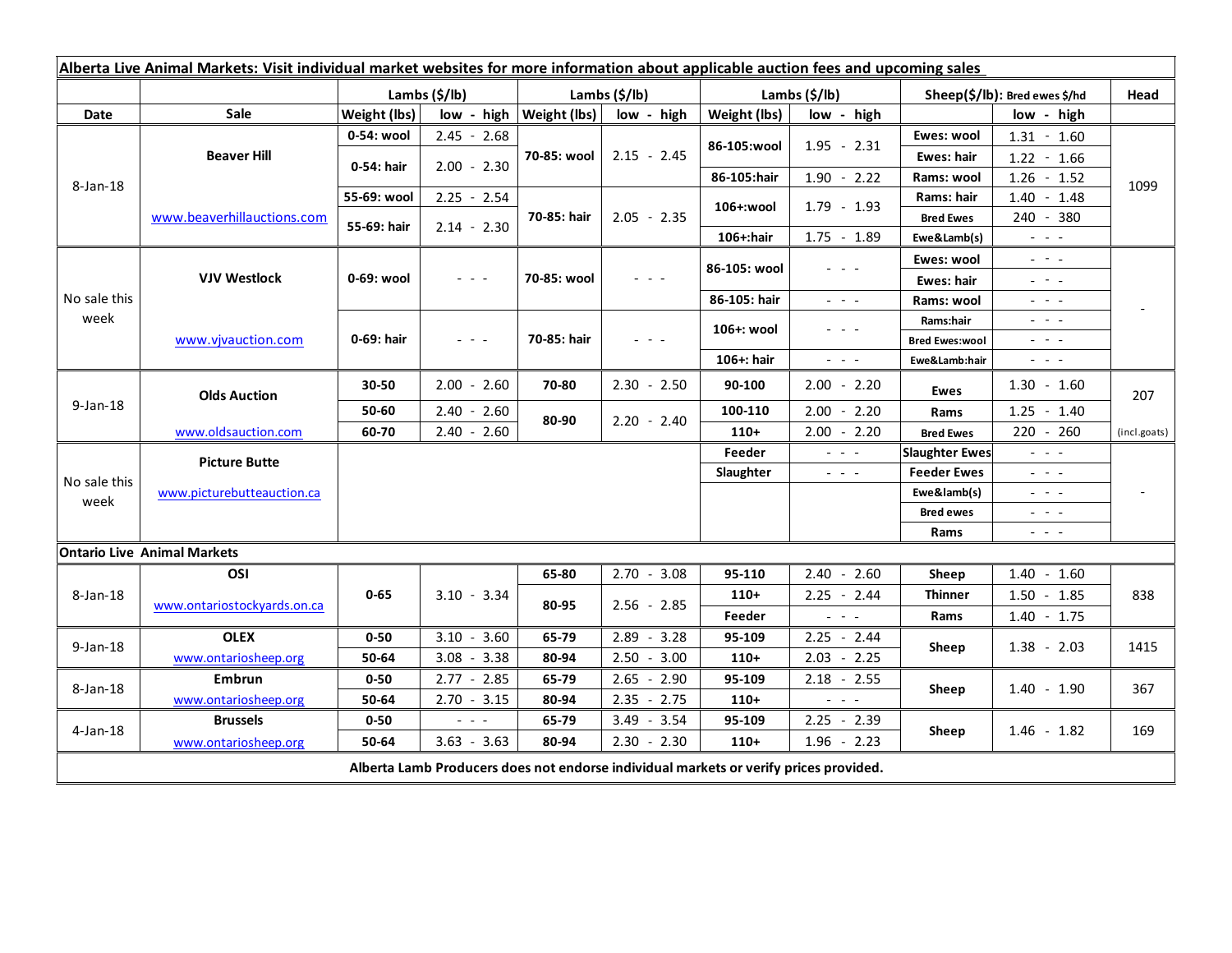**Alberta Live Animal Markets: Visit individual market websites for more information about applicable auction fees and upcoming sales**

| Date | Sale | Lambs ($/lb) Weight (lbs) | low - high | Lambs ($/lb) Weight (lbs) | low - high | Lambs ($/lb) Weight (lbs) | low - high | Sheep($/lb): Bred ewes $/hd | low - high | Head |
|---|---|---|---|---|---|---|---|---|---|---|
| 8-Jan-18 | Beaver Hill | 0-54: wool | 2.45 - 2.68 | 70-85: wool | 2.15 - 2.45 | 86-105:wool | 1.95 - 2.31 | Ewes: wool | 1.31 - 1.60 | 1099 |
| | | 0-54: hair | 2.00 - 2.30 | | | | | Ewes: hair | 1.22 - 1.66 | |
| | | | | | | 86-105:hair | 1.90 - 2.22 | Rams: wool | 1.26 - 1.52 | |
| | | 55-69: wool | 2.25 - 2.54 | 70-85: hair | 2.05 - 2.35 | 106+:wool | 1.79 - 1.93 | Rams: hair | 1.40 - 1.48 | |
| | www.beaverhillauctions.com | 55-69: hair | 2.14 - 2.30 | | | | | Bred Ewes | 240 - 380 | |
| | | | | | | 106+:hair | 1.75 - 1.89 | Ewe&Lamb(s) | - - - | |
| No sale this week | VJV Westlock | 0-69: wool | - - - | 70-85: wool | - - - | 86-105: wool | - - - | Ewes: wool | - - - | - |
| | | | | | | | | Ewes: hair | - - - | |
| | | | | | | 86-105: hair | - - - | Rams: wool | - - - | |
| | www.vjvauction.com | 0-69: hair | - - - | 70-85: hair | - - - | 106+: wool | - - - | Rams:hair | - - - | |
| | | | | | | | | Bred Ewes:wool | - - - | |
| | | | | | | 106+: hair | - - - | Ewe&Lamb:hair | - - - | |
| 9-Jan-18 | Olds Auction | 30-50 | 2.00 - 2.60 | 70-80 | 2.30 - 2.50 | 90-100 | 2.00 - 2.20 | Ewes | 1.30 - 1.60 | 207 |
| | | 50-60 | 2.40 - 2.60 | 80-90 | 2.20 - 2.40 | 100-110 | 2.00 - 2.20 | Rams | 1.25 - 1.40 | |
| | www.oldsauction.com | 60-70 | 2.40 - 2.60 | | | 110+ | 2.00 - 2.20 | Bred Ewes | 220 - 260 | (incl.goats) |
| No sale this week | Picture Butte | | | | | Feeder | - - - | Slaughter Ewes | - - - | - |
| | www.picturebutteauction.ca | | | | | Slaughter | - - - | Feeder Ewes | - - - | |
| | | | | | | | | Ewe&lamb(s) | - - - | |
| | | | | | | | | Bred ewes | - - - | |
| | | | | | | | | Rams | - - - | |
| **Ontario Live Animal Markets** | | | | | | | | | | |
| 8-Jan-18 | OSI | 0-65 | 3.10 - 3.34 | 65-80 | 2.70 - 3.08 | 95-110 | 2.40 - 2.60 | Sheep | 1.40 - 1.60 | 838 |
| | www.ontariostockyards.on.ca | | | 80-95 | 2.56 - 2.85 | 110+ | 2.25 - 2.44 | Thinner | 1.50 - 1.85 | |
| | | | | | | Feeder | - - - | Rams | 1.40 - 1.75 | |
| 9-Jan-18 | OLEX | 0-50 | 3.10 - 3.60 | 65-79 | 2.89 - 3.28 | 95-109 | 2.25 - 2.44 | Sheep | 1.38 - 2.03 | 1415 |
| | www.ontariosheep.org | 50-64 | 3.08 - 3.38 | 80-94 | 2.50 - 3.00 | 110+ | 2.03 - 2.25 | | | |
| 8-Jan-18 | Embrun | 0-50 | 2.77 - 2.85 | 65-79 | 2.65 - 2.90 | 95-109 | 2.18 - 2.55 | Sheep | 1.40 - 1.90 | 367 |
| | www.ontariosheep.org | 50-64 | 2.70 - 3.15 | 80-94 | 2.35 - 2.75 | 110+ | - - - | | | |
| 4-Jan-18 | Brussels | 0-50 | - - - | 65-79 | 3.49 - 3.54 | 95-109 | 2.25 - 2.39 | Sheep | 1.46 - 1.82 | 169 |
| | www.ontariosheep.org | 50-64 | 3.63 - 3.63 | 80-94 | 2.30 - 2.30 | 110+ | 1.96 - 2.23 | | | |

**Alberta Lamb Producers does not endorse individual markets or verify prices provided.**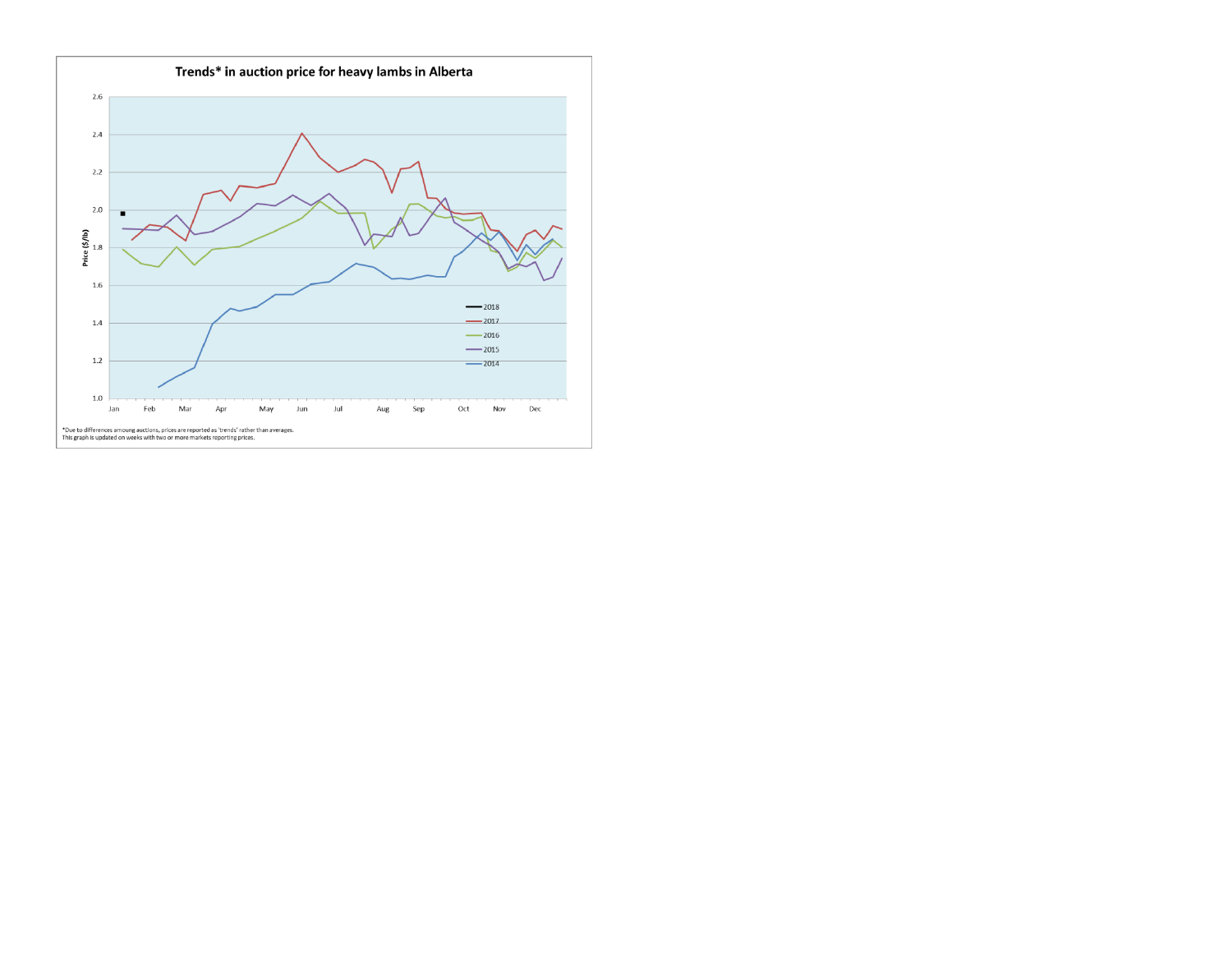# Trends* in auction price for heavy lambs in Alberta

Price ($/lb)

2.6
2.4
2.2
2.0
1.8
1.6
1.4
1.2
1.0

Jan Feb Mar Apr May Jun Jul Aug Sep Oct Nov Dec

2018
2017
2016
2015
2014

*Due to differences amoung auctions, prices are reported as 'trends' rather than averages.
This graph is updated on weeks with two or more markets reporting prices.